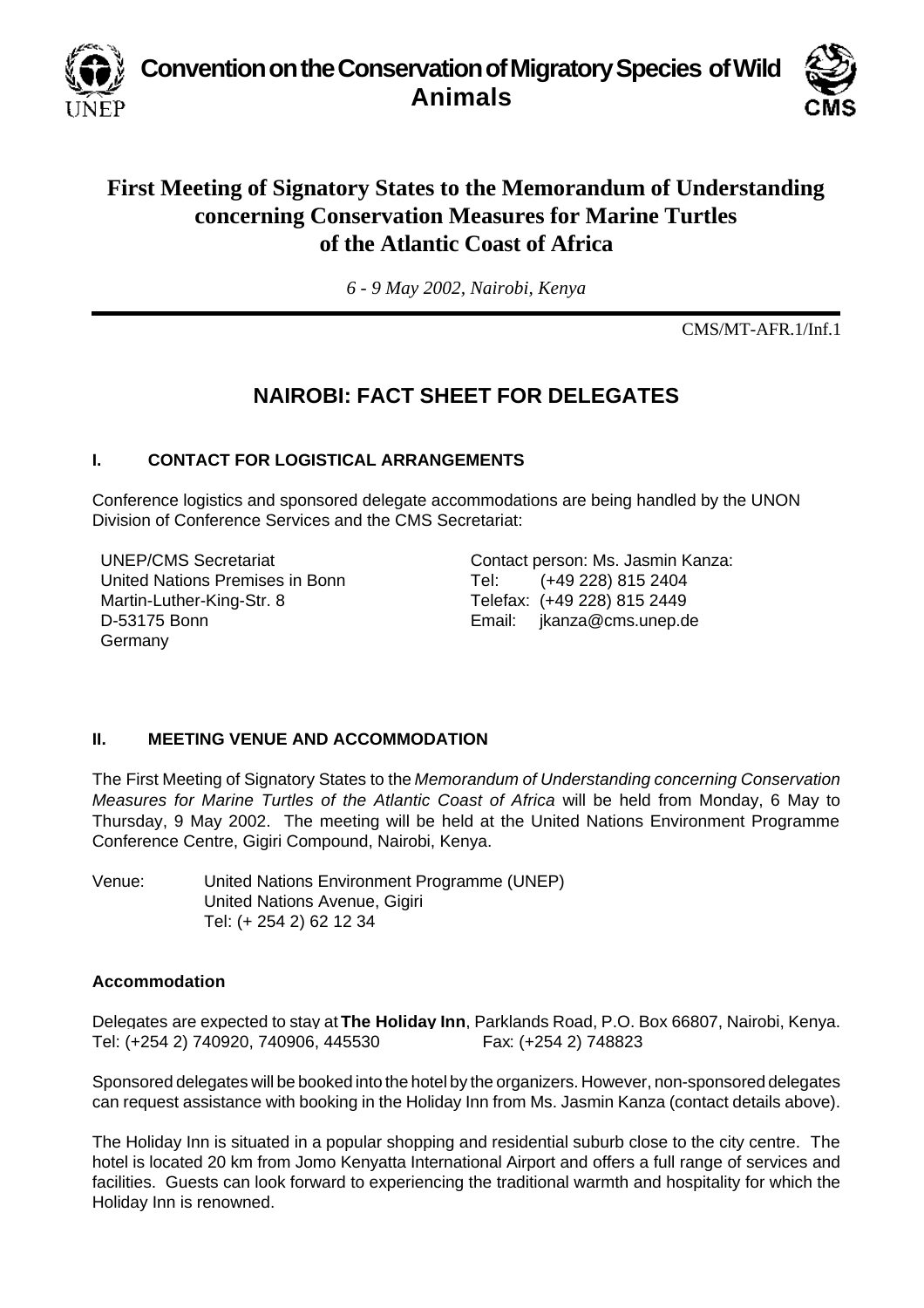# Convention on the Conservation of Migratory Species of Wild Animals

## First Meeting of Signatory States to the Memorandum of Understanding concerning Conservation Measures for Marine Turtles of the Atlantic Coast of Africa

*6 - 9 May 2002, Nairobi, Kenya*

CMS/MT-AFR.1/Inf.1

## NAIROBI: FACT SHEET FOR DELEGATES

### I. CONTACT FOR LOGISTICAL ARRANGEMENTS

Conference logistics and sponsored delegate accommodations are being handled by the UNON Division of Conference Services and the CMS Secretariat:

UNEP/CMS Secretariat
United Nations Premises in Bonn
Martin-Luther-King-Str. 8
D-53175 Bonn
Germany

Contact person: Ms. Jasmin Kanza:
Tel: (+49 228) 815 2404
Telefax: (+49 228) 815 2449
Email: jkanza@cms.unep.de

### II. MEETING VENUE AND ACCOMMODATION

The First Meeting of Signatory States to the *Memorandum of Understanding concerning Conservation Measures for Marine Turtles of the Atlantic Coast of Africa* will be held from Monday, 6 May to Thursday, 9 May 2002. The meeting will be held at the United Nations Environment Programme Conference Centre, Gigiri Compound, Nairobi, Kenya.

Venue: United Nations Environment Programme (UNEP)
United Nations Avenue, Gigiri
Tel: (+ 254 2) 62 12 34

#### Accommodation

Delegates are expected to stay at **The Holiday Inn**, Parklands Road, P.O. Box 66807, Nairobi, Kenya.
Tel: (+254 2) 740920, 740906, 445530 Fax: (+254 2) 748823

Sponsored delegates will be booked into the hotel by the organizers. However, non-sponsored delegates can request assistance with booking in the Holiday Inn from Ms. Jasmin Kanza (contact details above).

The Holiday Inn is situated in a popular shopping and residential suburb close to the city centre. The hotel is located 20 km from Jomo Kenyatta International Airport and offers a full range of services and facilities. Guests can look forward to experiencing the traditional warmth and hospitality for which the Holiday Inn is renowned.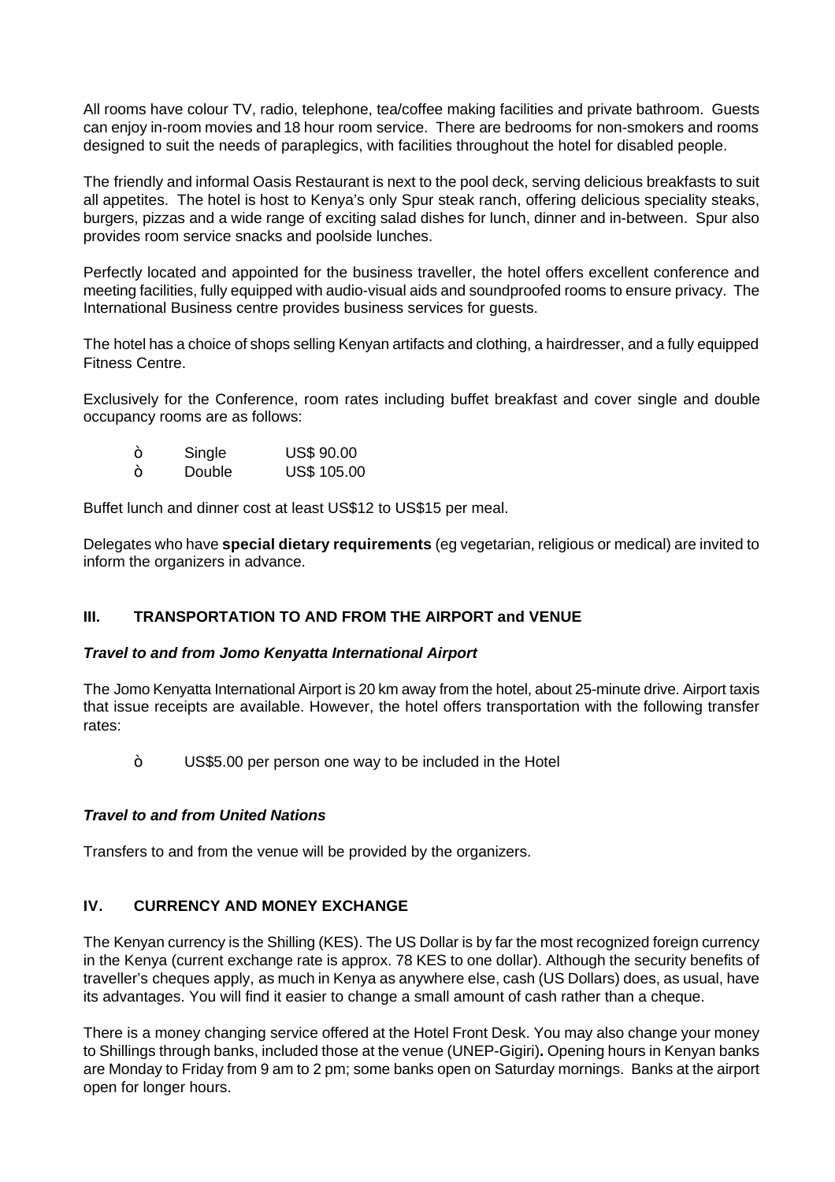All rooms have colour TV, radio, telephone, tea/coffee making facilities and private bathroom. Guests can enjoy in-room movies and 18 hour room service. There are bedrooms for non-smokers and rooms designed to suit the needs of paraplegics, with facilities throughout the hotel for disabled people.

The friendly and informal Oasis Restaurant is next to the pool deck, serving delicious breakfasts to suit all appetites. The hotel is host to Kenya's only Spur steak ranch, offering delicious speciality steaks, burgers, pizzas and a wide range of exciting salad dishes for lunch, dinner and in-between. Spur also provides room service snacks and poolside lunches.

Perfectly located and appointed for the business traveller, the hotel offers excellent conference and meeting facilities, fully equipped with audio-visual aids and soundproofed rooms to ensure privacy. The International Business centre provides business services for guests.

The hotel has a choice of shops selling Kenyan artifacts and clothing, a hairdresser, and a fully equipped Fitness Centre.

Exclusively for the Conference, room rates including buffet breakfast and cover single and double occupancy rooms are as follows:

- Single US$ 90.00
- Double US$ 105.00

Buffet lunch and dinner cost at least US$12 to US$15 per meal.

Delegates who have **special dietary requirements** (eg vegetarian, religious or medical) are invited to inform the organizers in advance.

## III. TRANSPORTATION TO AND FROM THE AIRPORT and VENUE

***Travel to and from Jomo Kenyatta International Airport***

The Jomo Kenyatta International Airport is 20 km away from the hotel, about 25-minute drive. Airport taxis that issue receipts are available. However, the hotel offers transportation with the following transfer rates:

- US$5.00 per person one way to be included in the Hotel

***Travel to and from United Nations***

Transfers to and from the venue will be provided by the organizers.

## IV. CURRENCY AND MONEY EXCHANGE

The Kenyan currency is the Shilling (KES). The US Dollar is by far the most recognized foreign currency in the Kenya (current exchange rate is approx. 78 KES to one dollar). Although the security benefits of traveller's cheques apply, as much in Kenya as anywhere else, cash (US Dollars) does, as usual, have its advantages. You will find it easier to change a small amount of cash rather than a cheque.

There is a money changing service offered at the Hotel Front Desk. You may also change your money to Shillings through banks, included those at the venue (UNEP-Gigiri)**.** Opening hours in Kenyan banks are Monday to Friday from 9 am to 2 pm; some banks open on Saturday mornings. Banks at the airport open for longer hours.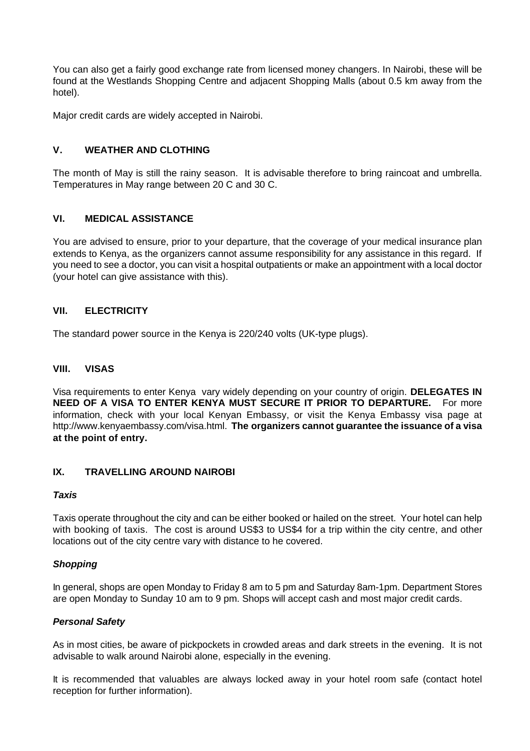You can also get a fairly good exchange rate from licensed money changers. In Nairobi, these will be found at the Westlands Shopping Centre and adjacent Shopping Malls (about 0.5 km away from the hotel).

Major credit cards are widely accepted in Nairobi.

## V. WEATHER AND CLOTHING

The month of May is still the rainy season. It is advisable therefore to bring raincoat and umbrella. Temperatures in May range between 20 C and 30 C.

## VI. MEDICAL ASSISTANCE

You are advised to ensure, prior to your departure, that the coverage of your medical insurance plan extends to Kenya, as the organizers cannot assume responsibility for any assistance in this regard. If you need to see a doctor, you can visit a hospital outpatients or make an appointment with a local doctor (your hotel can give assistance with this).

## VII. ELECTRICITY

The standard power source in the Kenya is 220/240 volts (UK-type plugs).

## VIII. VISAS

Visa requirements to enter Kenya vary widely depending on your country of origin. **DELEGATES IN NEED OF A VISA TO ENTER KENYA MUST SECURE IT PRIOR TO DEPARTURE.** For more information, check with your local Kenyan Embassy, or visit the Kenya Embassy visa page at http://www.kenyaembassy.com/visa.html. **The organizers cannot guarantee the issuance of a visa at the point of entry.**

## IX. TRAVELLING AROUND NAIROBI

***Taxis***

Taxis operate throughout the city and can be either booked or hailed on the street. Your hotel can help with booking of taxis. The cost is around US$3 to US$4 for a trip within the city centre, and other locations out of the city centre vary with distance to he covered.

***Shopping***

In general, shops are open Monday to Friday 8 am to 5 pm and Saturday 8am-1pm. Department Stores are open Monday to Sunday 10 am to 9 pm. Shops will accept cash and most major credit cards.

***Personal Safety***

As in most cities, be aware of pickpockets in crowded areas and dark streets in the evening. It is not advisable to walk around Nairobi alone, especially in the evening.

It is recommended that valuables are always locked away in your hotel room safe (contact hotel reception for further information).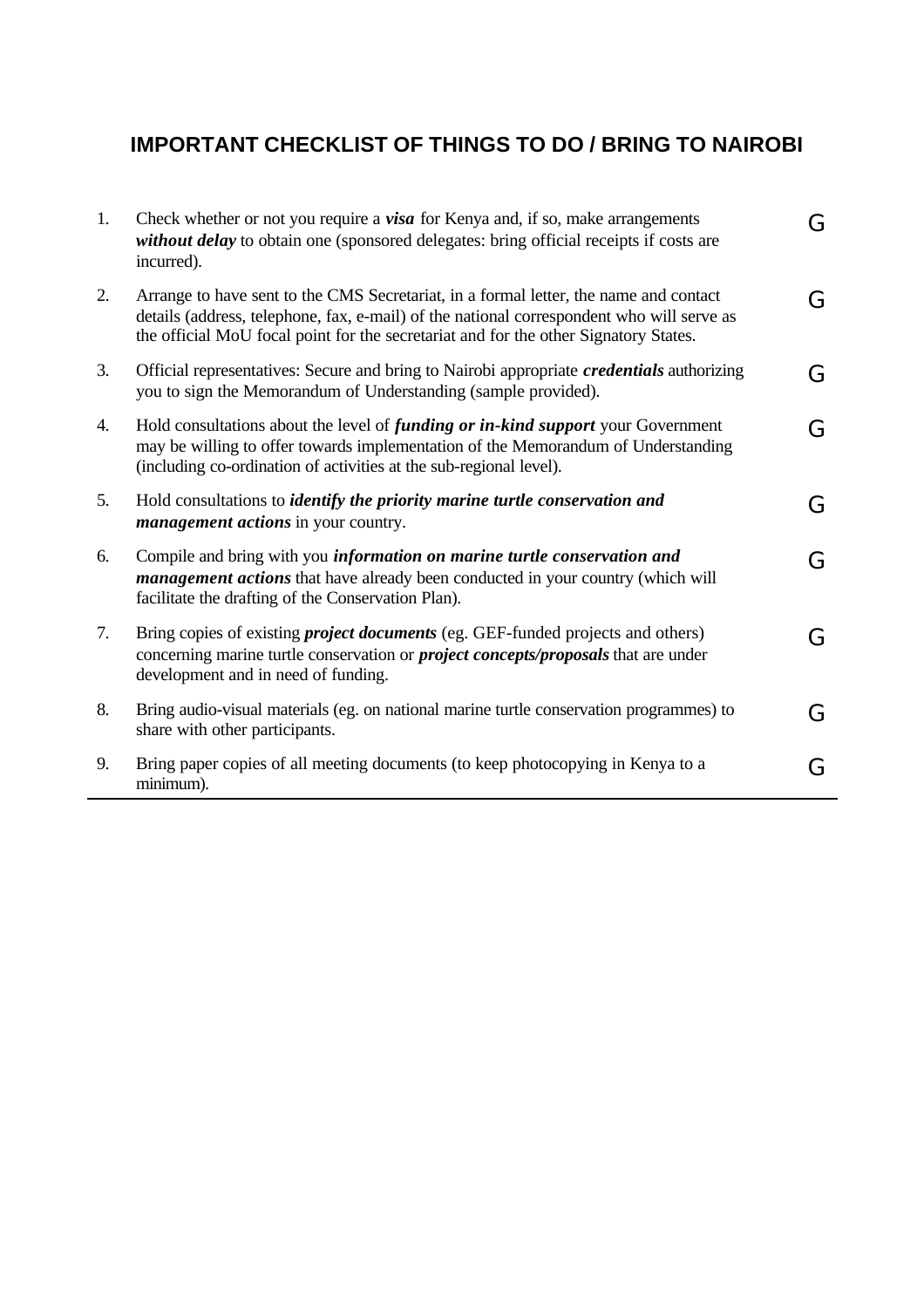## IMPORTANT CHECKLIST OF THINGS TO DO / BRING TO NAIROBI

| | | |
|---|---|---|
| 1. | Check whether or not you require a ***visa*** for Kenya and, if so, make arrangements ***without delay*** to obtain one (sponsored delegates: bring official receipts if costs are incurred). | G |
| 2. | Arrange to have sent to the CMS Secretariat, in a formal letter, the name and contact details (address, telephone, fax, e-mail) of the national correspondent who will serve as the official MoU focal point for the secretariat and for the other Signatory States. | G |
| 3. | Official representatives: Secure and bring to Nairobi appropriate ***credentials*** authorizing you to sign the Memorandum of Understanding (sample provided). | G |
| 4. | Hold consultations about the level of ***funding or in-kind support*** your Government may be willing to offer towards implementation of the Memorandum of Understanding (including co-ordination of activities at the sub-regional level). | G |
| 5. | Hold consultations to ***identify the priority marine turtle conservation and management actions*** in your country. | G |
| 6. | Compile and bring with you ***information on marine turtle conservation and management actions*** that have already been conducted in your country (which will facilitate the drafting of the Conservation Plan). | G |
| 7. | Bring copies of existing ***project documents*** (eg. GEF-funded projects and others) concerning marine turtle conservation or ***project concepts/proposals*** that are under development and in need of funding. | G |
| 8. | Bring audio-visual materials (eg. on national marine turtle conservation programmes) to share with other participants. | G |
| 9. | Bring paper copies of all meeting documents (to keep photocopying in Kenya to a minimum). | G |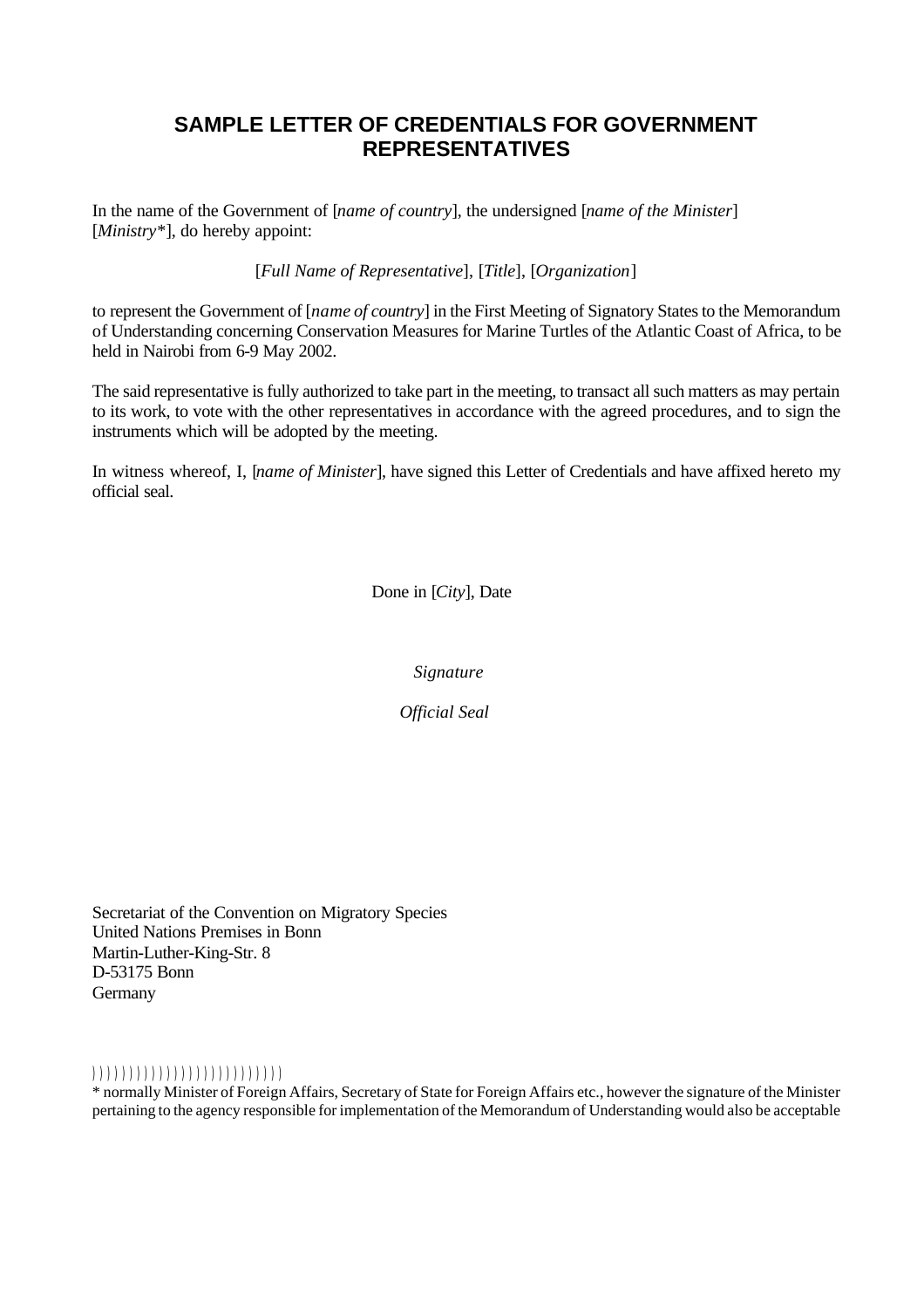# SAMPLE LETTER OF CREDENTIALS FOR GOVERNMENT REPRESENTATIVES

In the name of the Government of [*name of country*], the undersigned [*name of the Minister*] [*Ministry\**], do hereby appoint:

[*Full Name of Representative*], [*Title*], [*Organization*]

to represent the Government of [*name of country*] in the First Meeting of Signatory States to the Memorandum of Understanding concerning Conservation Measures for Marine Turtles of the Atlantic Coast of Africa, to be held in Nairobi from 6-9 May 2002.

The said representative is fully authorized to take part in the meeting, to transact all such matters as may pertain to its work, to vote with the other representatives in accordance with the agreed procedures, and to sign the instruments which will be adopted by the meeting.

In witness whereof, I, [*name of Minister*], have signed this Letter of Credentials and have affixed hereto my official seal.

Done in [*City*], Date

*Signature*

*Official Seal*

Secretariat of the Convention on Migratory Species
United Nations Premises in Bonn
Martin-Luther-King-Str. 8
D-53175 Bonn
Germany

\* normally Minister of Foreign Affairs, Secretary of State for Foreign Affairs etc., however the signature of the Minister pertaining to the agency responsible for implementation of the Memorandum of Understanding would also be acceptable